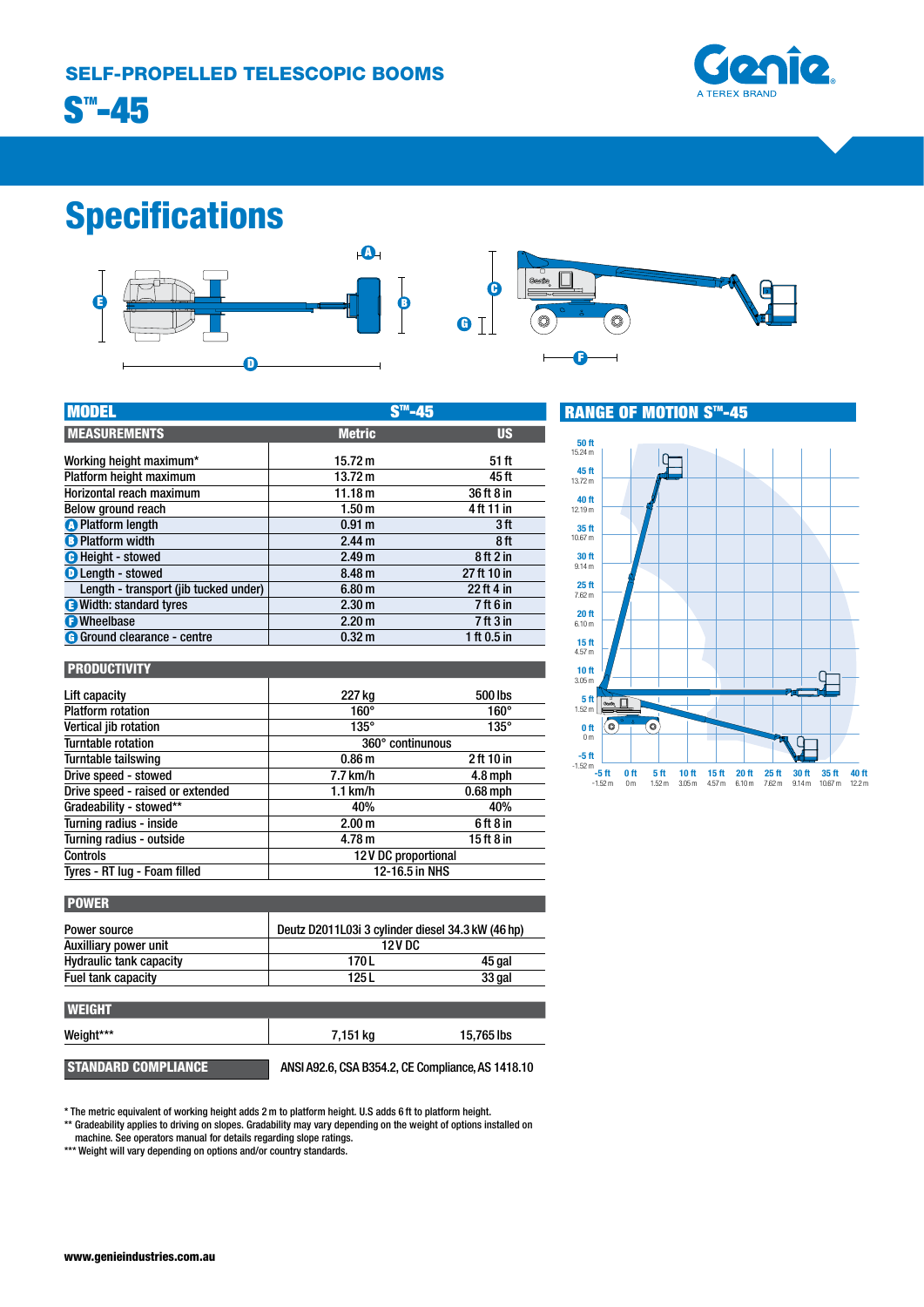SELF-PROPELLED TELESCOPIC BOOMS

# S™-45

Genie
A TEREX BRAND

## Specifications

| MODEL | S™-45 | |
|---|---|---|
| **MEASUREMENTS** | **Metric** | **US** |
| Working height maximum* | 15.72 m | 51 ft |
| Platform height maximum | 13.72 m | 45 ft |
| Horizontal reach maximum | 11.18 m | 36 ft 8 in |
| Below ground reach | 1.50 m | 4 ft 11 in |
| A Platform length | 0.91 m | 3 ft |
| B Platform width | 2.44 m | 8 ft |
| C Height - stowed | 2.49 m | 8 ft 2 in |
| D Length - stowed | 8.48 m | 27 ft 10 in |
| Length - transport (jib tucked under) | 6.80 m | 22 ft 4 in |
| E Width: standard tyres | 2.30 m | 7 ft 6 in |
| F Wheelbase | 2.20 m | 7 ft 3 in |
| G Ground clearance - centre | 0.32 m | 1 ft 0.5 in |

| PRODUCTIVITY | | |
|---|---|---|
| Lift capacity | 227 kg | 500 lbs |
| Platform rotation | 160° | 160° |
| Vertical jib rotation | 135° | 135° |
| Turntable rotation | 360° continuous | |
| Turntable tailswing | 0.86 m | 2 ft 10 in |
| Drive speed - stowed | 7.7 km/h | 4.8 mph |
| Drive speed - raised or extended | 1.1 km/h | 0.68 mph |
| Gradeability - stowed** | 40% | 40% |
| Turning radius - inside | 2.00 m | 6 ft 8 in |
| Turning radius - outside | 4.78 m | 15 ft 8 in |
| Controls | 12 V DC proportional | |
| Tyres - RT lug - Foam filled | 12-16.5 in NHS | |

| POWER | | |
|---|---|---|
| Power source | Deutz D2011L03i 3 cylinder diesel 34.3 kW (46 hp) | |
| Auxilliary power unit | 12 V DC | |
| Hydraulic tank capacity | 170 L | 45 gal |
| Fuel tank capacity | 125 L | 33 gal |

| WEIGHT | | |
|---|---|---|
| Weight*** | 7,151 kg | 15,765 lbs |

| STANDARD COMPLIANCE | ANSI A92.6, CSA B354.2, CE Compliance, AS 1418.10 |
|---|---|

### RANGE OF MOTION S™-45

\* The metric equivalent of working height adds 2 m to platform height. U.S adds 6 ft to platform height.
\*\* Gradeability applies to driving on slopes. Gradability may vary depending on the weight of options installed on machine. See operators manual for details regarding slope ratings.
\*\*\* Weight will vary depending on options and/or country standards.

www.genieindustries.com.au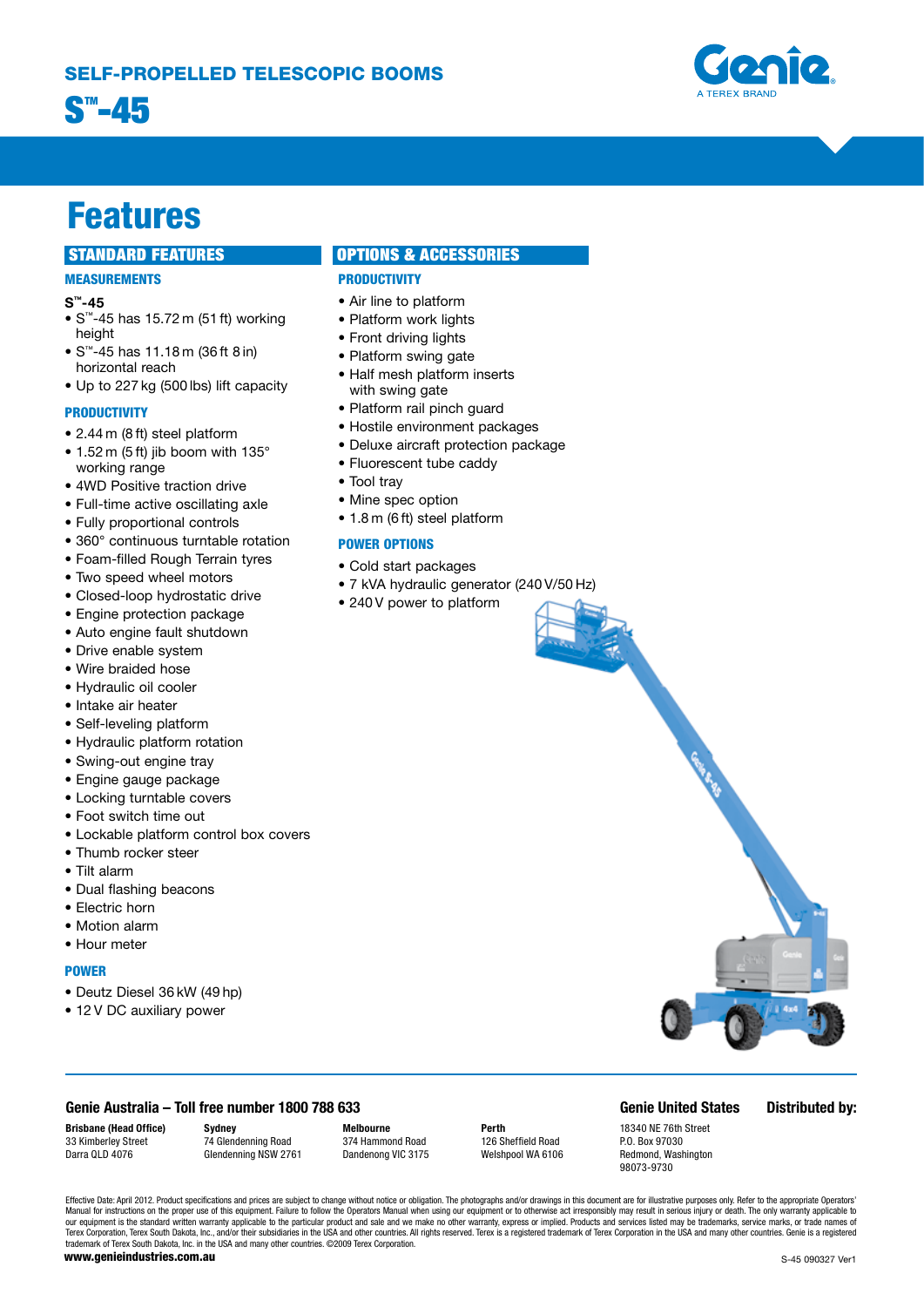## SELF-PROPELLED TELESCOPIC BOOMS

# S™-45

# Features

## STANDARD FEATURES

### MEASUREMENTS

**S™-45**

- S™-45 has 15.72 m (51 ft) working height
- S™-45 has 11.18 m (36 ft 8 in) horizontal reach
- Up to 227 kg (500 lbs) lift capacity

### PRODUCTIVITY

- 2.44 m (8 ft) steel platform
- 1.52 m (5 ft) jib boom with 135° working range
- 4WD Positive traction drive
- Full-time active oscillating axle
- Fully proportional controls
- 360° continuous turntable rotation
- Foam-filled Rough Terrain tyres
- Two speed wheel motors
- Closed-loop hydrostatic drive
- Engine protection package
- Auto engine fault shutdown
- Drive enable system
- Wire braided hose
- Hydraulic oil cooler
- Intake air heater
- Self-leveling platform
- Hydraulic platform rotation
- Swing-out engine tray
- Engine gauge package
- Locking turntable covers
- Foot switch time out
- Lockable platform control box covers
- Thumb rocker steer
- Tilt alarm
- Dual flashing beacons
- Electric horn
- Motion alarm
- Hour meter

### POWER

- Deutz Diesel 36 kW (49 hp)
- 12 V DC auxiliary power

## OPTIONS & ACCESSORIES

### PRODUCTIVITY

- Air line to platform
- Platform work lights
- Front driving lights
- Platform swing gate
- Half mesh platform inserts with swing gate
- Platform rail pinch guard
- Hostile environment packages
- Deluxe aircraft protection package
- Fluorescent tube caddy
- Tool tray
- Mine spec option
- 1.8 m (6 ft) steel platform

### POWER OPTIONS

- Cold start packages
- 7 kVA hydraulic generator (240 V/50 Hz)
- 240 V power to platform

### Genie Australia – Toll free number 1800 788 633

**Brisbane (Head Office)**
33 Kimberley Street
Darra QLD 4076

**Sydney**
74 Glendenning Road
Glendenning NSW 2761

**Melbourne**
374 Hammond Road
Dandenong VIC 3175

**Perth**
126 Sheffield Road
Welshpool WA 6106

### Genie United States

18340 NE 76th Street
P.O. Box 97030
Redmond, Washington
98073-9730

### Distributed by:

Effective Date: April 2012. Product specifications and prices are subject to change without notice or obligation. The photographs and/or drawings in this document are for illustrative purposes only. Refer to the appropriate Operators' Manual for instructions on the proper use of this equipment. Failure to follow the Operators Manual when using our equipment or to otherwise act irresponsibly may result in serious injury or death. The only warranty applicable to our equipment is the standard written warranty applicable to the particular product and sale and we make no other warranty, express or implied. Products and services listed may be trademarks, service marks, or trade names of Terex Corporation, Terex South Dakota, Inc., and/or their subsidiaries in the USA and other countries. All rights reserved. Terex is a registered trademark of Terex Corporation in the USA and many other countries. Genie is a registered trademark of Terex South Dakota, Inc. in the USA and many other countries. ©2009 Terex Corporation.

**www.genieindustries.com.au**

S-45 090327 Ver1